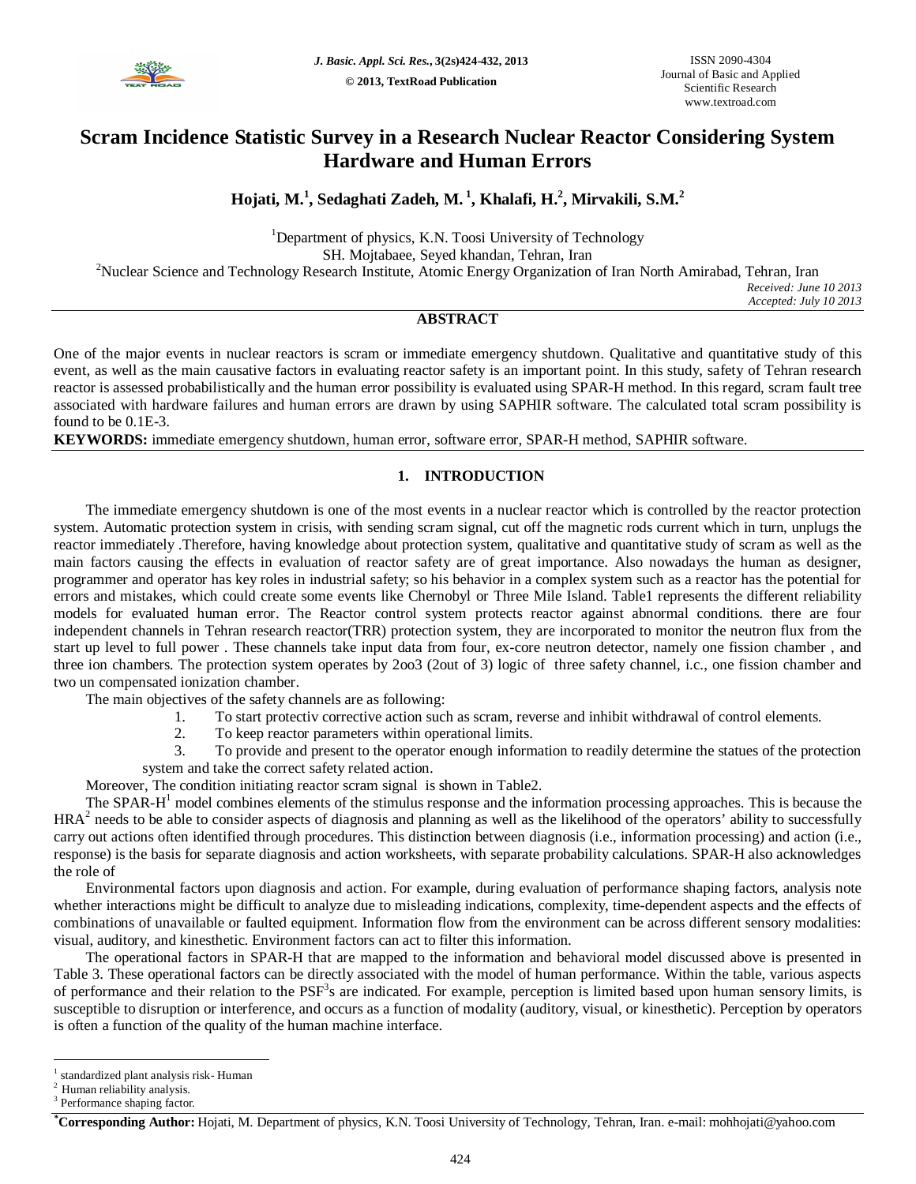# Scram Incidence Statistic Survey in a Research Nuclear Reactor Considering System Hardware and Human Errors

**Hojati, M.[1], Sedaghati Zadeh, M.[1], Khalafi, H.[2], Mirvakili, S.M.[2]**

[1]Department of physics, K.N. Toosi University of Technology
SH. Mojtabaee, Seyed khandan, Tehran, Iran
[2]Nuclear Science and Technology Research Institute, Atomic Energy Organization of Iran North Amirabad, Tehran, Iran

*Received: June 10 2013*
*Accepted: July 10 2013*

## ABSTRACT

One of the major events in nuclear reactors is scram or immediate emergency shutdown. Qualitative and quantitative study of this event, as well as the main causative factors in evaluating reactor safety is an important point. In this study, safety of Tehran research reactor is assessed probabilistically and the human error possibility is evaluated using SPAR-H method. In this regard, scram fault tree associated with hardware failures and human errors are drawn by using SAPHIR software. The calculated total scram possibility is found to be 0.1E-3.

**KEYWORDS:** immediate emergency shutdown, human error, software error, SPAR-H method, SAPHIR software.

## 1. INTRODUCTION

The immediate emergency shutdown is one of the most events in a nuclear reactor which is controlled by the reactor protection system. Automatic protection system in crisis, with sending scram signal, cut off the magnetic rods current which in turn, unplugs the reactor immediately .Therefore, having knowledge about protection system, qualitative and quantitative study of scram as well as the main factors causing the effects in evaluation of reactor safety are of great importance. Also nowadays the human as designer, programmer and operator has key roles in industrial safety; so his behavior in a complex system such as a reactor has the potential for errors and mistakes, which could create some events like Chernobyl or Three Mile Island. Table1 represents the different reliability models for evaluated human error. The Reactor control system protects reactor against abnormal conditions. there are four independent channels in Tehran research reactor(TRR) protection system, they are incorporated to monitor the neutron flux from the start up level to full power . These channels take input data from four, ex-core neutron detector, namely one fission chamber , and three ion chambers. The protection system operates by 2oo3 (2out of 3) logic of three safety channel, i.c., one fission chamber and two un compensated ionization chamber.

The main objectives of the safety channels are as following:

1. To start protectiv corrective action such as scram, reverse and inhibit withdrawal of control elements.
2. To keep reactor parameters within operational limits.
3. To provide and present to the operator enough information to readily determine the statues of the protection system and take the correct safety related action.

Moreover, The condition initiating reactor scram signal is shown in Table2.

The SPAR-H[1] model combines elements of the stimulus response and the information processing approaches. This is because the HRA[2] needs to be able to consider aspects of diagnosis and planning as well as the likelihood of the operators' ability to successfully carry out actions often identified through procedures. This distinction between diagnosis (i.e., information processing) and action (i.e., response) is the basis for separate diagnosis and action worksheets, with separate probability calculations. SPAR-H also acknowledges the role of

Environmental factors upon diagnosis and action. For example, during evaluation of performance shaping factors, analysis note whether interactions might be difficult to analyze due to misleading indications, complexity, time-dependent aspects and the effects of combinations of unavailable or faulted equipment. Information flow from the environment can be across different sensory modalities: visual, auditory, and kinesthetic. Environment factors can act to filter this information.

The operational factors in SPAR-H that are mapped to the information and behavioral model discussed above is presented in Table 3. These operational factors can be directly associated with the model of human performance. Within the table, various aspects of performance and their relation to the PSF[3]s are indicated. For example, perception is limited based upon human sensory limits, is susceptible to disruption or interference, and occurs as a function of modality (auditory, visual, or kinesthetic). Perception by operators is often a function of the quality of the human machine interface.

---

[1] standardized plant analysis risk- Human
[2] Human reliability analysis.
[3] Performance shaping factor.

**\*Corresponding Author:** Hojati, M. Department of physics, K.N. Toosi University of Technology, Tehran, Iran. e-mail: mohhojati@yahoo.com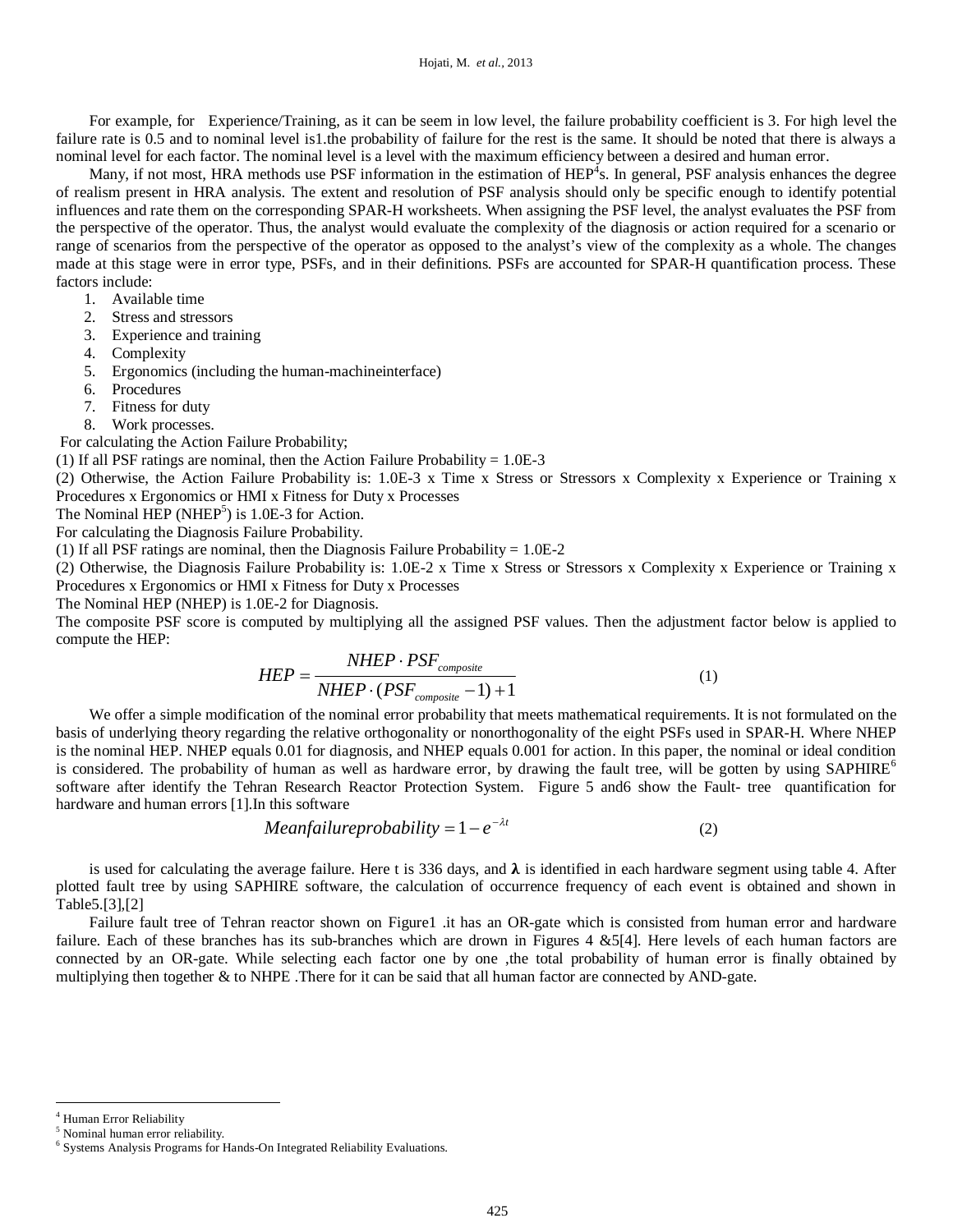For example, for Experience/Training, as it can be seem in low level, the failure probability coefficient is 3. For high level the failure rate is 0.5 and to nominal level is1.the probability of failure for the rest is the same. It should be noted that there is always a nominal level for each factor. The nominal level is a level with the maximum efficiency between a desired and human error.

Many, if not most, HRA methods use PSF information in the estimation of HEP[4]s. In general, PSF analysis enhances the degree of realism present in HRA analysis. The extent and resolution of PSF analysis should only be specific enough to identify potential influences and rate them on the corresponding SPAR-H worksheets. When assigning the PSF level, the analyst evaluates the PSF from the perspective of the operator. Thus, the analyst would evaluate the complexity of the diagnosis or action required for a scenario or range of scenarios from the perspective of the operator as opposed to the analyst's view of the complexity as a whole. The changes made at this stage were in error type, PSFs, and in their definitions. PSFs are accounted for SPAR-H quantification process. These factors include:

1. Available time
2. Stress and stressors
3. Experience and training
4. Complexity
5. Ergonomics (including the human-machineinterface)
6. Procedures
7. Fitness for duty
8. Work processes.

For calculating the Action Failure Probability;

(1) If all PSF ratings are nominal, then the Action Failure Probability = 1.0E-3

(2) Otherwise, the Action Failure Probability is: 1.0E-3 x Time x Stress or Stressors x Complexity x Experience or Training x Procedures x Ergonomics or HMI x Fitness for Duty x Processes

The Nominal HEP (NHEP[5]) is 1.0E-3 for Action.

For calculating the Diagnosis Failure Probability.

(1) If all PSF ratings are nominal, then the Diagnosis Failure Probability = 1.0E-2

(2) Otherwise, the Diagnosis Failure Probability is: 1.0E-2 x Time x Stress or Stressors x Complexity x Experience or Training x Procedures x Ergonomics or HMI x Fitness for Duty x Processes

The Nominal HEP (NHEP) is 1.0E-2 for Diagnosis.

The composite PSF score is computed by multiplying all the assigned PSF values. Then the adjustment factor below is applied to compute the HEP:

$$HEP = \frac{NHEP \cdot PSF_{composite}}{NHEP \cdot (PSF_{composite} - 1) + 1} \tag{1}$$

We offer a simple modification of the nominal error probability that meets mathematical requirements. It is not formulated on the basis of underlying theory regarding the relative orthogonality or nonorthogonality of the eight PSFs used in SPAR-H. Where NHEP is the nominal HEP. NHEP equals 0.01 for diagnosis, and NHEP equals 0.001 for action. In this paper, the nominal or ideal condition is considered. The probability of human as well as hardware error, by drawing the fault tree, will be gotten by using SAPHIRE[6] software after identify the Tehran Research Reactor Protection System. Figure 5 and6 show the Fault- tree quantification for hardware and human errors [1].In this software

$$Meanfailureprobability = 1 - e^{-\lambda t} \tag{2}$$

is used for calculating the average failure. Here t is 336 days, and **λ** is identified in each hardware segment using table 4. After plotted fault tree by using SAPHIRE software, the calculation of occurrence frequency of each event is obtained and shown in Table5.[3],[2]

Failure fault tree of Tehran reactor shown on Figure1 .it has an OR-gate which is consisted from human error and hardware failure. Each of these branches has its sub-branches which are drown in Figures 4 &5[4]. Here levels of each human factors are connected by an OR-gate. While selecting each factor one by one ,the total probability of human error is finally obtained by multiplying then together & to NHPE .There for it can be said that all human factor are connected by AND-gate.

---

[4] Human Error Reliability

[5] Nominal human error reliability.

[6] Systems Analysis Programs for Hands-On Integrated Reliability Evaluations.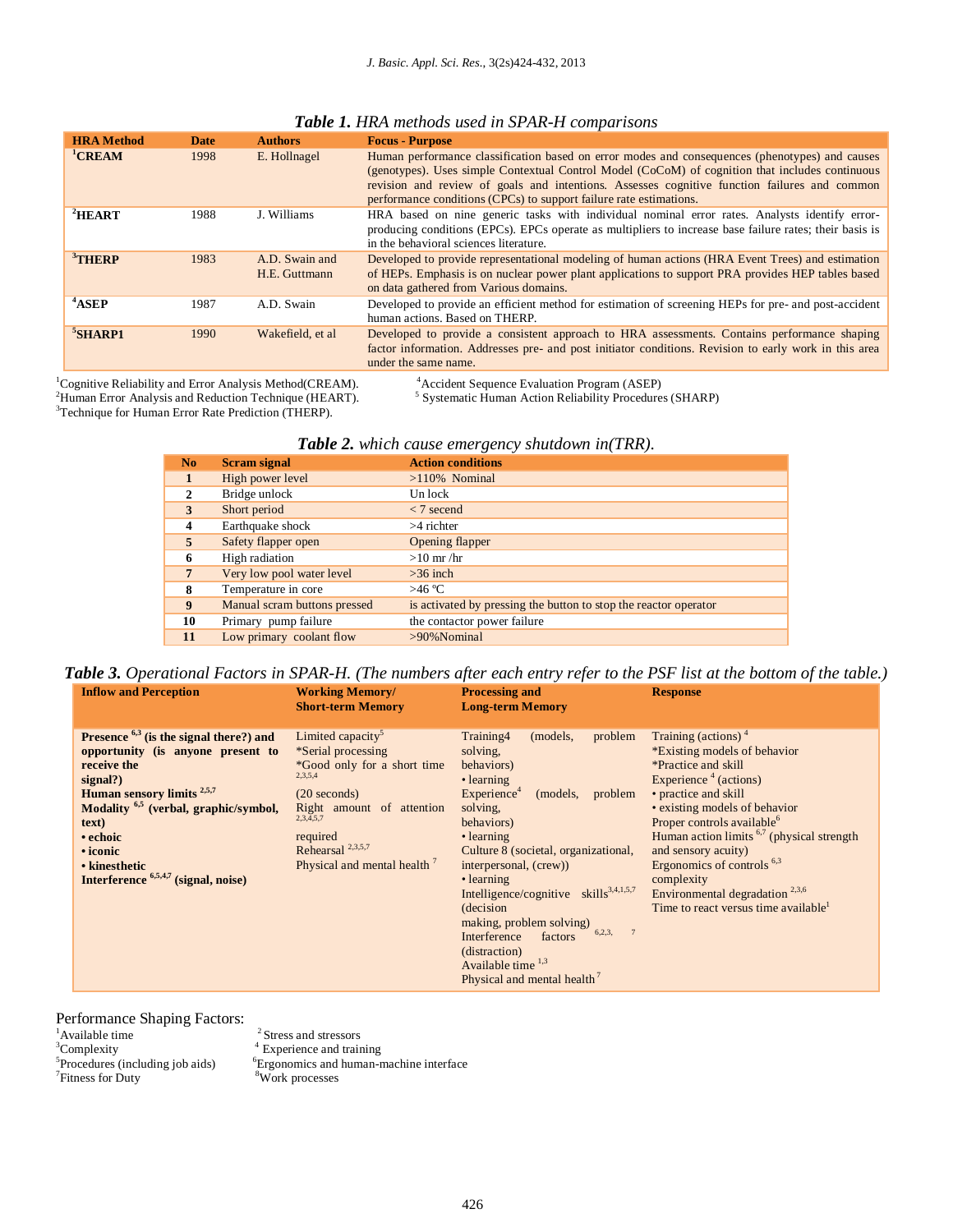***Table 1.*** *HRA methods used in SPAR-H comparisons*

| HRA Method | Date | Authors | Focus - Purpose |
|---|---|---|---|
| [1]CREAM | 1998 | E. Hollnagel | Human performance classification based on error modes and consequences (phenotypes) and causes (genotypes). Uses simple Contextual Control Model (CoCoM) of cognition that includes continuous revision and review of goals and intentions. Assesses cognitive function failures and common performance conditions (CPCs) to support failure rate estimations. |
| [2]HEART | 1988 | J. Williams | HRA based on nine generic tasks with individual nominal error rates. Analysts identify error-producing conditions (EPCs). EPCs operate as multipliers to increase base failure rates; their basis is in the behavioral sciences literature. |
| [3]THERP | 1983 | A.D. Swain and H.E. Guttmann | Developed to provide representational modeling of human actions (HRA Event Trees) and estimation of HEPs. Emphasis is on nuclear power plant applications to support PRA provides HEP tables based on data gathered from Various domains. |
| [4]ASEP | 1987 | A.D. Swain | Developed to provide an efficient method for estimation of screening HEPs for pre- and post-accident human actions. Based on THERP. |
| [5]SHARP1 | 1990 | Wakefield, et al | Developed to provide a consistent approach to HRA assessments. Contains performance shaping factor information. Addresses pre- and post initiator conditions. Revision to early work in this area under the same name. |

[1]Cognitive Reliability and Error Analysis Method(CREAM).
[2]Human Error Analysis and Reduction Technique (HEART).
[3]Technique for Human Error Rate Prediction (THERP).
[4]Accident Sequence Evaluation Program (ASEP)
[5] Systematic Human Action Reliability Procedures (SHARP)

***Table 2.*** *which cause emergency shutdown in(TRR).*

| No | Scram signal | Action conditions |
|---|---|---|
| 1 | High power level | >110% Nominal |
| 2 | Bridge unlock | Un lock |
| 3 | Short period | < 7 second |
| 4 | Earthquake shock | >4 richter |
| 5 | Safety flapper open | Opening flapper |
| 6 | High radiation | >10 mr /hr |
| 7 | Very low pool water level | >36 inch |
| 8 | Temperature in core | >46 ºC |
| 9 | Manual scram buttons pressed | is activated by pressing the button to stop the reactor operator |
| 10 | Primary pump failure | the contactor power failure |
| 11 | Low primary coolant flow | >90%Nominal |

***Table 3.*** *Operational Factors in SPAR-H. (The numbers after each entry refer to the PSF list at the bottom of the table.)*

| Inflow and Perception | Working Memory/ Short-term Memory | Processing and Long-term Memory | Response |
|---|---|---|---|
| **Presence [6,3] (is the signal there?) and opportunity (is anyone present to receive the signal?)**<br>**Human sensory limits [2,5,7]**<br>**Modality [6,5] (verbal, graphic/symbol, text)**<br>**• echoic**<br>**• iconic**<br>**• kinesthetic**<br>**Interference [6,5,4,7] (signal, noise)** | Limited capacity[5]<br>*Serial processing<br>*Good only for a short time [2,3,5,4]<br>(20 seconds)<br>Right amount of attention [2,3,4,5,7]<br>required<br>Rehearsal [2,3,5,7]<br>Physical and mental health [7] | Training4 (models, problem solving, behaviors)<br>• learning<br>Experience[4] (models, problem solving, behaviors)<br>• learning<br>Culture 8 (societal, organizational, interpersonal, (crew))<br>• learning<br>Intelligence/cognitive skills[3,4,1,5,7] (decision making, problem solving)<br>Interference factors [6,2,3, 7] (distraction)<br>Available time [1,3]<br>Physical and mental health [7] | Training (actions) [4]<br>*Existing models of behavior<br>*Practice and skill<br>Experience [4] (actions)<br>• practice and skill<br>• existing models of behavior<br>Proper controls available[6]<br>Human action limits [6,7] (physical strength and sensory acuity)<br>Ergonomics of controls [6,3] complexity<br>Environmental degradation [2,3,6]<br>Time to react versus time available[1] |

Performance Shaping Factors:

[1]Available time
[2] Stress and stressors
[3]Complexity
[4] Experience and training
[5]Procedures (including job aids)
[6]Ergonomics and human-machine interface
[7]Fitness for Duty
[8]Work processes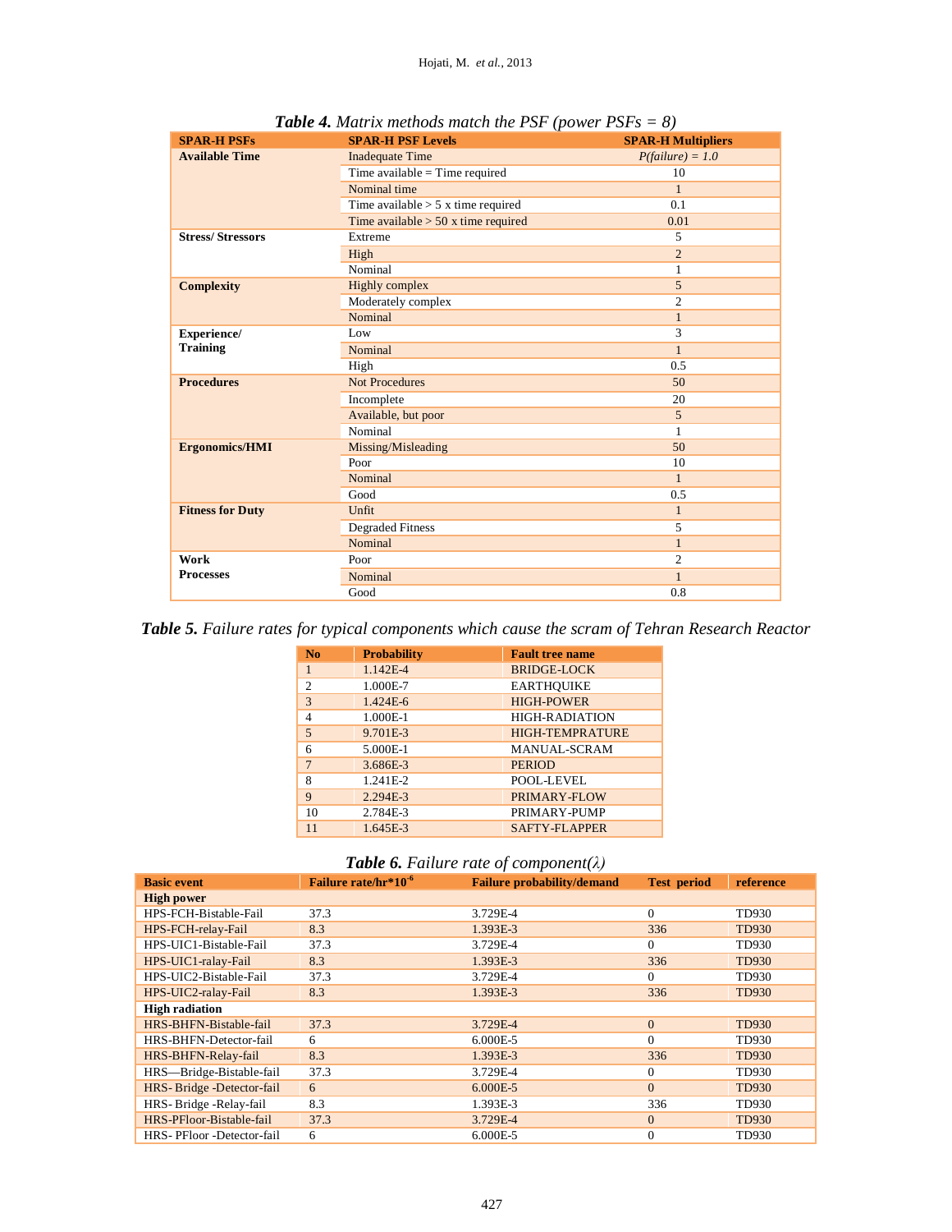***Table 4.*** *Matrix methods match the PSF (power PSFs = 8)*

| SPAR-H PSFs | SPAR-H PSF Levels | SPAR-H Multipliers |
|---|---|---|
| **Available Time** | Inadequate Time | *P(failure) = 1.0* |
| | Time available = Time required | 10 |
| | Nominal time | 1 |
| | Time available > 5 x time required | 0.1 |
| | Time available > 50 x time required | 0.01 |
| **Stress/ Stressors** | Extreme | 5 |
| | High | 2 |
| | Nominal | 1 |
| **Complexity** | Highly complex | 5 |
| | Moderately complex | 2 |
| | Nominal | 1 |
| **Experience/ Training** | Low | 3 |
| | Nominal | 1 |
| | High | 0.5 |
| **Procedures** | Not Procedures | 50 |
| | Incomplete | 20 |
| | Available, but poor | 5 |
| | Nominal | 1 |
| **Ergonomics/HMI** | Missing/Misleading | 50 |
| | Poor | 10 |
| | Nominal | 1 |
| | Good | 0.5 |
| **Fitness for Duty** | Unfit | 1 |
| | Degraded Fitness | 5 |
| | Nominal | 1 |
| **Work Processes** | Poor | 2 |
| | Nominal | 1 |
| | Good | 0.8 |

***Table 5.*** *Failure rates for typical components which cause the scram of Tehran Research Reactor*

| No | Probability | Fault tree name |
|---|---|---|
| 1 | 1.142E-4 | BRIDGE-LOCK |
| 2 | 1.000E-7 | EARTHQUIKE |
| 3 | 1.424E-6 | HIGH-POWER |
| 4 | 1.000E-1 | HIGH-RADIATION |
| 5 | 9.701E-3 | HIGH-TEMPRATURE |
| 6 | 5.000E-1 | MANUAL-SCRAM |
| 7 | 3.686E-3 | PERIOD |
| 8 | 1.241E-2 | POOL-LEVEL |
| 9 | 2.294E-3 | PRIMARY-FLOW |
| 10 | 2.784E-3 | PRIMARY-PUMP |
| 11 | 1.645E-3 | SAFTY-FLAPPER |

***Table 6.*** *Failure rate of component(λ)*

| Basic event | Failure rate/hr*$10^{-6}$ | Failure probability/demand | Test period | reference |
|---|---|---|---|---|
| **High power** | | | | |
| HPS-FCH-Bistable-Fail | 37.3 | 3.729E-4 | 0 | TD930 |
| HPS-FCH-relay-Fail | 8.3 | 1.393E-3 | 336 | TD930 |
| HPS-UIC1-Bistable-Fail | 37.3 | 3.729E-4 | 0 | TD930 |
| HPS-UIC1-ralay-Fail | 8.3 | 1.393E-3 | 336 | TD930 |
| HPS-UIC2-Bistable-Fail | 37.3 | 3.729E-4 | 0 | TD930 |
| HPS-UIC2-ralay-Fail | 8.3 | 1.393E-3 | 336 | TD930 |
| **High radiation** | | | | |
| HRS-BHFN-Bistable-fail | 37.3 | 3.729E-4 | 0 | TD930 |
| HRS-BHFN-Detector-fail | 6 | 6.000E-5 | 0 | TD930 |
| HRS-BHFN-Relay-fail | 8.3 | 1.393E-3 | 336 | TD930 |
| HRS—Bridge-Bistable-fail | 37.3 | 3.729E-4 | 0 | TD930 |
| HRS- Bridge -Detector-fail | 6 | 6.000E-5 | 0 | TD930 |
| HRS- Bridge -Relay-fail | 8.3 | 1.393E-3 | 336 | TD930 |
| HRS-PFloor-Bistable-fail | 37.3 | 3.729E-4 | 0 | TD930 |
| HRS- PFloor -Detector-fail | 6 | 6.000E-5 | 0 | TD930 |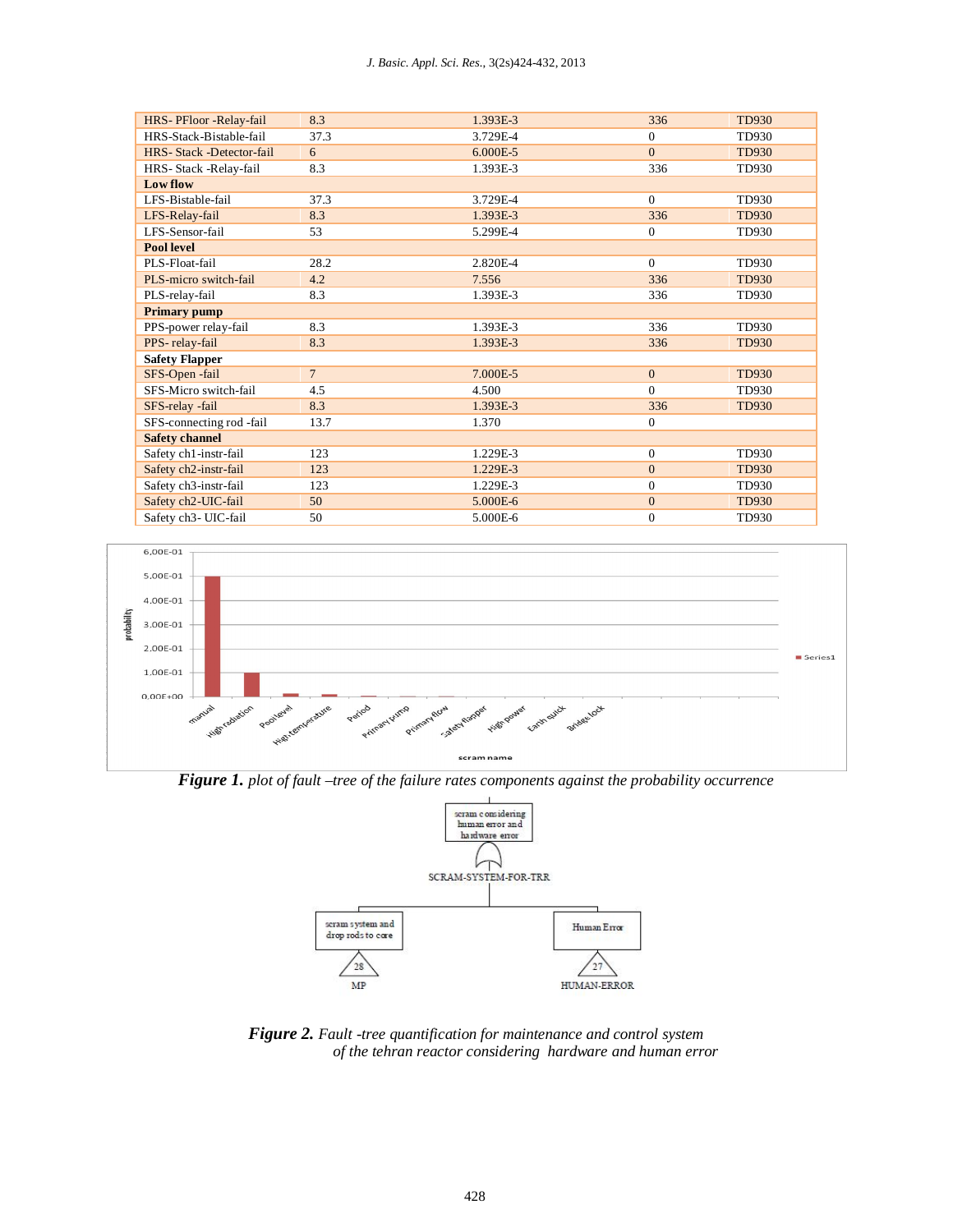| | | | | |
|---|---|---|---|---|
| HRS- PFloor -Relay-fail | 8.3 | 1.393E-3 | 336 | TD930 |
| HRS-Stack-Bistable-fail | 37.3 | 3.729E-4 | 0 | TD930 |
| HRS- Stack -Detector-fail | 6 | 6.000E-5 | 0 | TD930 |
| HRS- Stack -Relay-fail | 8.3 | 1.393E-3 | 336 | TD930 |
| **Low flow** | | | | |
| LFS-Bistable-fail | 37.3 | 3.729E-4 | 0 | TD930 |
| LFS-Relay-fail | 8.3 | 1.393E-3 | 336 | TD930 |
| LFS-Sensor-fail | 53 | 5.299E-4 | 0 | TD930 |
| **Pool level** | | | | |
| PLS-Float-fail | 28.2 | 2.820E-4 | 0 | TD930 |
| PLS-micro switch-fail | 4.2 | 7.556 | 336 | TD930 |
| PLS-relay-fail | 8.3 | 1.393E-3 | 336 | TD930 |
| **Primary pump** | | | | |
| PPS-power relay-fail | 8.3 | 1.393E-3 | 336 | TD930 |
| PPS- relay-fail | 8.3 | 1.393E-3 | 336 | TD930 |
| **Safety Flapper** | | | | |
| SFS-Open -fail | 7 | 7.000E-5 | 0 | TD930 |
| SFS-Micro switch-fail | 4.5 | 4.500 | 0 | TD930 |
| SFS-relay -fail | 8.3 | 1.393E-3 | 336 | TD930 |
| SFS-connecting rod -fail | 13.7 | 1.370 | 0 | |
| **Safety channel** | | | | |
| Safety ch1-instr-fail | 123 | 1.229E-3 | 0 | TD930 |
| Safety ch2-instr-fail | 123 | 1.229E-3 | 0 | TD930 |
| Safety ch3-instr-fail | 123 | 1.229E-3 | 0 | TD930 |
| Safety ch2-UIC-fail | 50 | 5.000E-6 | 0 | TD930 |
| Safety ch3- UIC-fail | 50 | 5.000E-6 | 0 | TD930 |

***Figure 1.*** *plot of fault –tree of the failure rates components against the probability occurrence*

***Figure 2.*** *Fault -tree quantification for maintenance and control system of the tehran reactor considering hardware and human error*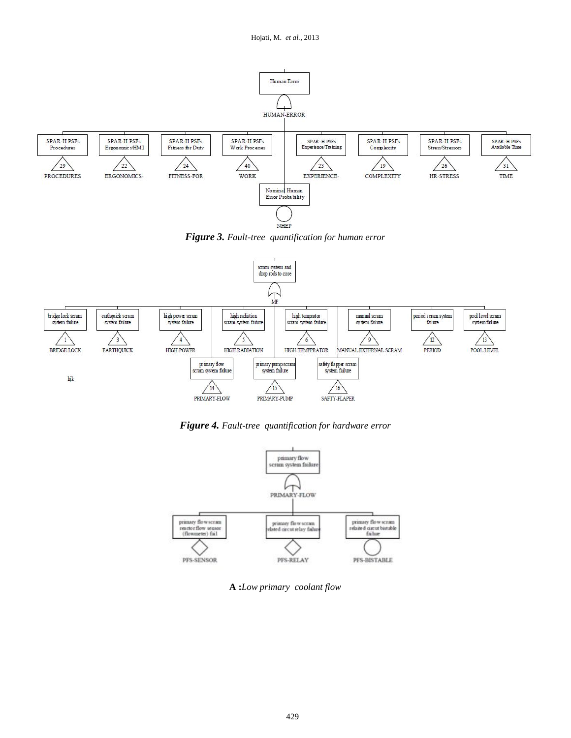Human Error

HUMAN-ERROR

SPAR-H PSFs Procedures — 29 — PROCEDURES

SPAR-H PSFs Ergonomics/HMI — 22 — ERGONOMICS-

SPAR-H PSFs Fitness for Duty — 24 — FITNESS-FOR

SPAR-H PSFs Work Processes — 40 — WORK

SPAR-H PSFs Experience/Training — 23 — EXPERIENCE-

SPAR-H PSFs Complexity — 19 — COMPLEXITY

SPAR-H PSFs Stress/Stressors — 26 — HR-STRESS

SPAR-H PSFs Available Time — 31 — TIME

Nominal Human Error Probability — NHEP

***Figure 3.*** *Fault-tree quantification for human error*

scram system and drop rods to core

MP

bridge lock scram system failure — 1 — BRIDGE-LOCK

earthquick scram system failure — 3 — EARTHQUICK

high power scram system failure — 4 — HIGH-POWER

high radiation scram system failure — 5 — HIGH-RADIATION

high temprator scram system failure — 6 — HIGH-TEMPPRATOR

manual scram system failure — 9 — MANUAL-EXTERNAL-SCRAM

period scram system failure — 12 — PERIOD

pool level scram system failure — 13 — POOL-LEVEL

primary flow scram system failure — 14 — PRIMARY-FLOW

primary pump scram system failure — 15 — PRIMARY-PUMP

safty flapper scram system failure — 16 — SAFTY-FLAPER

hjk

***Figure 4.*** *Fault-tree quantification for hardware error*

primary flow scram system failure

PRIMARY-FLOW

primary flow scram reactor flow sensor (flowmeter) fail — PFS-SENSOR

primary flow scram related circuit relay failure — PFS-RELAY

primary flow scram related circuit bistable failure — PFS-BISTABLE

**A :***Low primary coolant flow*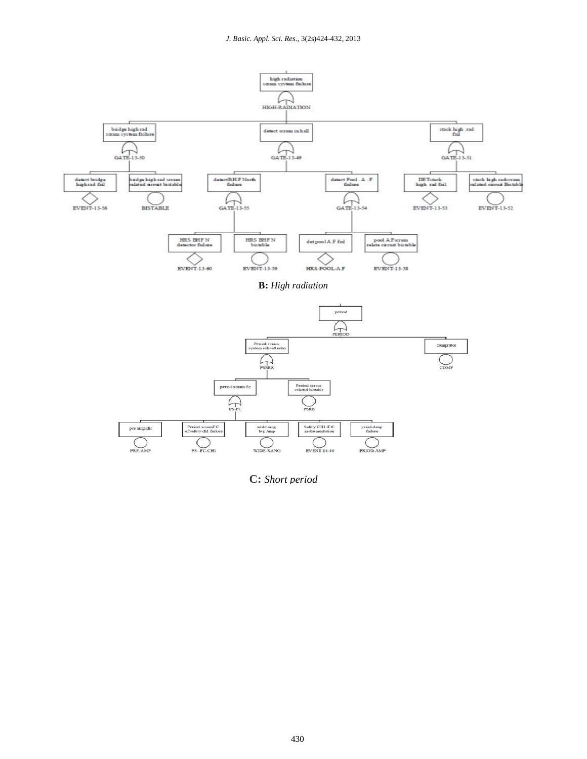**B:** *High radiation*

**C:** *Short period*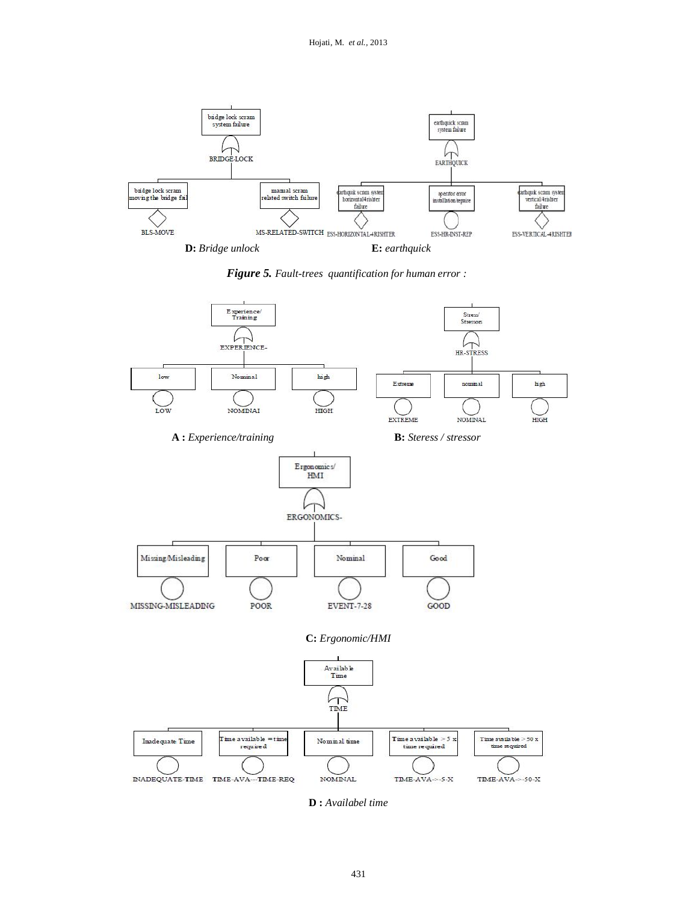bridge lock scram system failure

BRIDGE-LOCK

bridge lock scram moving the bridge fail

manual scram related switch failure

BLS-MOVE

MS-RELATED-SWITCH

earthquick scram system failure

EARTHQUICK

earthquik scram system horizontal/4rishter failure

operator error installation/repaire

earthquik scram system vertical/4rishter failure

ESS-HORIZONTAL-4RISHTER

ESS-HR-INST-REP

ESS-VERTICAL-4RISHTER

**D:** *Bridge unlock* **E:** *earthquick*

***Figure 5.*** *Fault-trees quantification for human error :*

Experience/ Training

EXPERIENCE-

low

Nominal

high

LOW

NOMINAI

HIGH

Stress/ Stressors

HR-STRESS

Extreme

nominal

high

EXTREME

NOMINAL

HIGH

**A :** *Experience/training* **B:** *Steress / stressor*

Ergonomics/ HMI

ERGONOMICS-

Missing/Misleading

Poor

Nominal

Good

MISSING-MISLEADING

POOR

EVENT-7-28

GOOD

**C:** *Ergonomic/HMI*

Available Time

TIME

Inadequate Time

Time available = time required

Nominal time

Time available > 5 x time required

Time available > 50 x time required

INADEQUATE-TIME

TIME-AVA---TIME-REQ

NOMINAL

TIME-AVA->-5-X

TIME-AVA->-50-X

**D :** *Availabel time*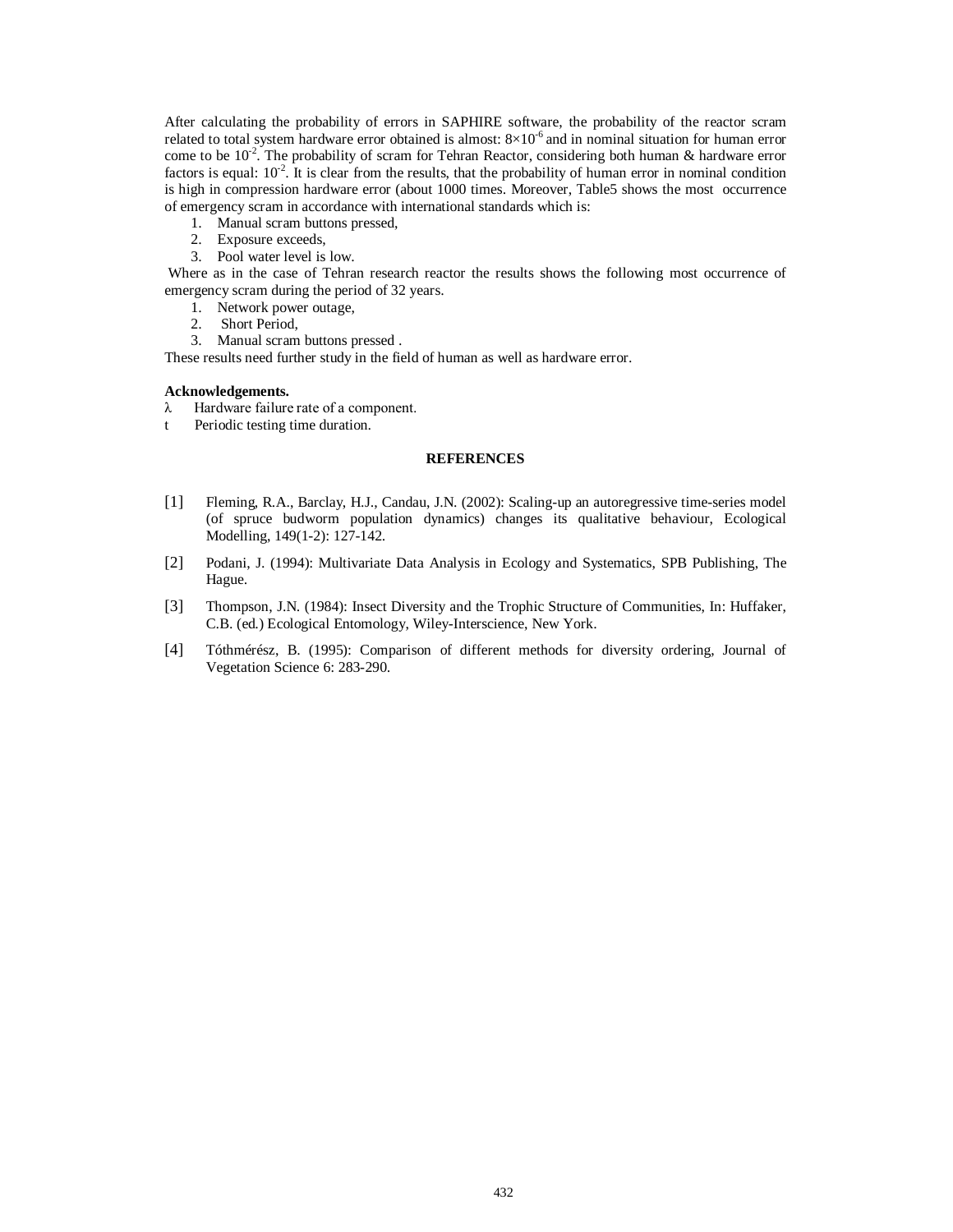After calculating the probability of errors in SAPHIRE software, the probability of the reactor scram related to total system hardware error obtained is almost: $8\times10^{-6}$ and in nominal situation for human error come to be $10^{-2}$. The probability of scram for Tehran Reactor, considering both human & hardware error factors is equal: $10^{-2}$. It is clear from the results, that the probability of human error in nominal condition is high in compression hardware error (about 1000 times. Moreover, Table5 shows the most occurrence of emergency scram in accordance with international standards which is:

1. Manual scram buttons pressed,
2. Exposure exceeds,
3. Pool water level is low.

Where as in the case of Tehran research reactor the results shows the following most occurrence of emergency scram during the period of 32 years.

1. Network power outage,
2. Short Period,
3. Manual scram buttons pressed .

These results need further study in the field of human as well as hardware error.

**Acknowledgements.**

λ Hardware failure rate of a component.

t Periodic testing time duration.

## REFERENCES

[1] Fleming, R.A., Barclay, H.J., Candau, J.N. (2002): Scaling-up an autoregressive time-series model (of spruce budworm population dynamics) changes its qualitative behaviour, Ecological Modelling, 149(1-2): 127-142.

[2] Podani, J. (1994): Multivariate Data Analysis in Ecology and Systematics, SPB Publishing, The Hague.

[3] Thompson, J.N. (1984): Insect Diversity and the Trophic Structure of Communities, In: Huffaker, C.B. (ed.) Ecological Entomology, Wiley-Interscience, New York.

[4] Tóthmérész, B. (1995): Comparison of different methods for diversity ordering, Journal of Vegetation Science 6: 283-290.